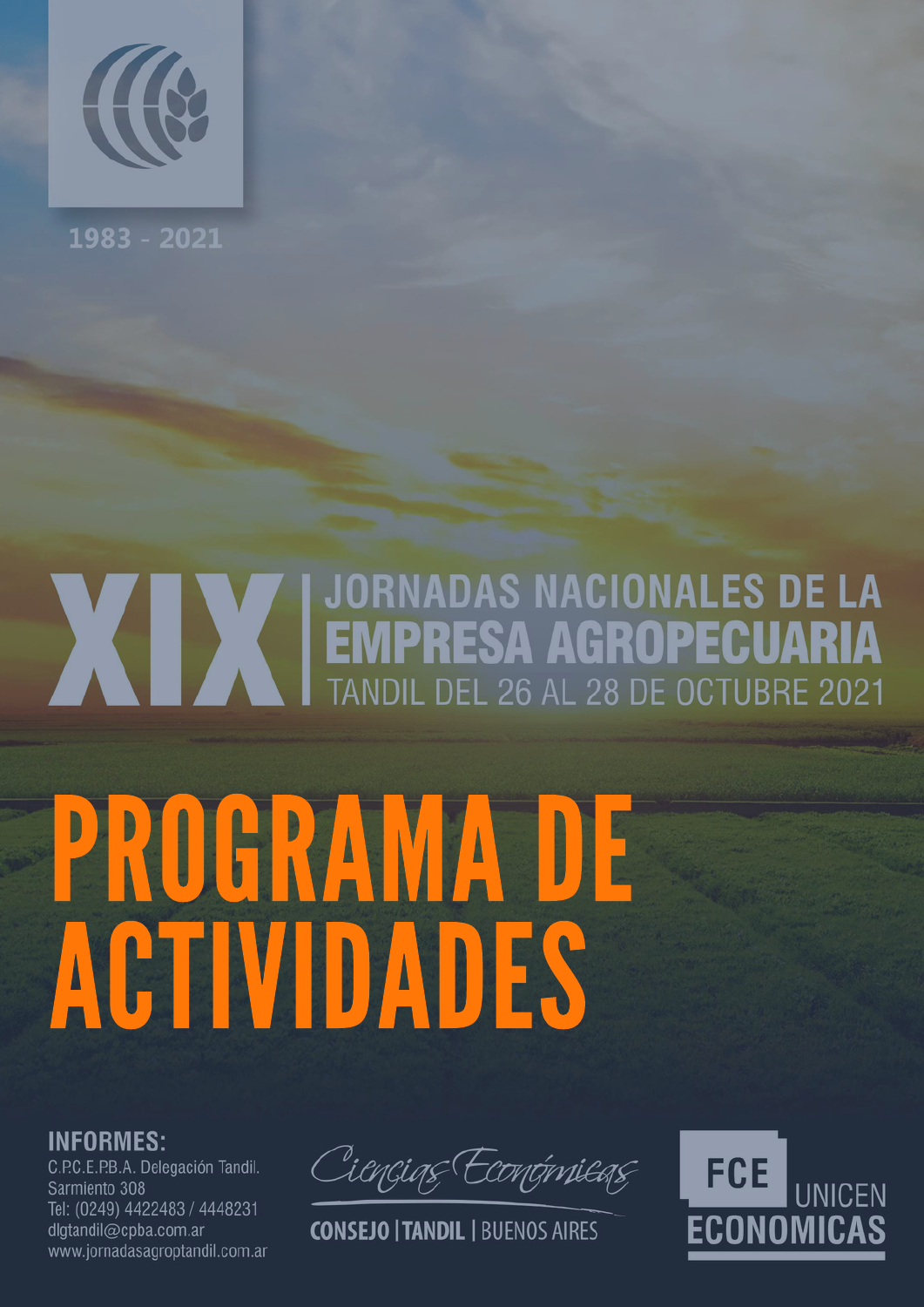1983 - 2021

# XIX JORNADAS NACIONALES DE LA EMPRESA AGROPECUARIA

TANDIL DEL 26 AL 28 DE OCTUBRE 2021

# PROGRAMA DE ACTIVIDADES

**INFORMES:**

C.P.C.E.P.B.A. Delegación Tandil.
Sarmiento 308
Tel: (0249) 4422483 / 4448231
dlgtandil@cpba.com.ar
www.jornadasagroptandil.com.ar

Ciencias Económicas
CONSEJO | TANDIL | BUENOS AIRES

FCE UNICEN ECONOMICAS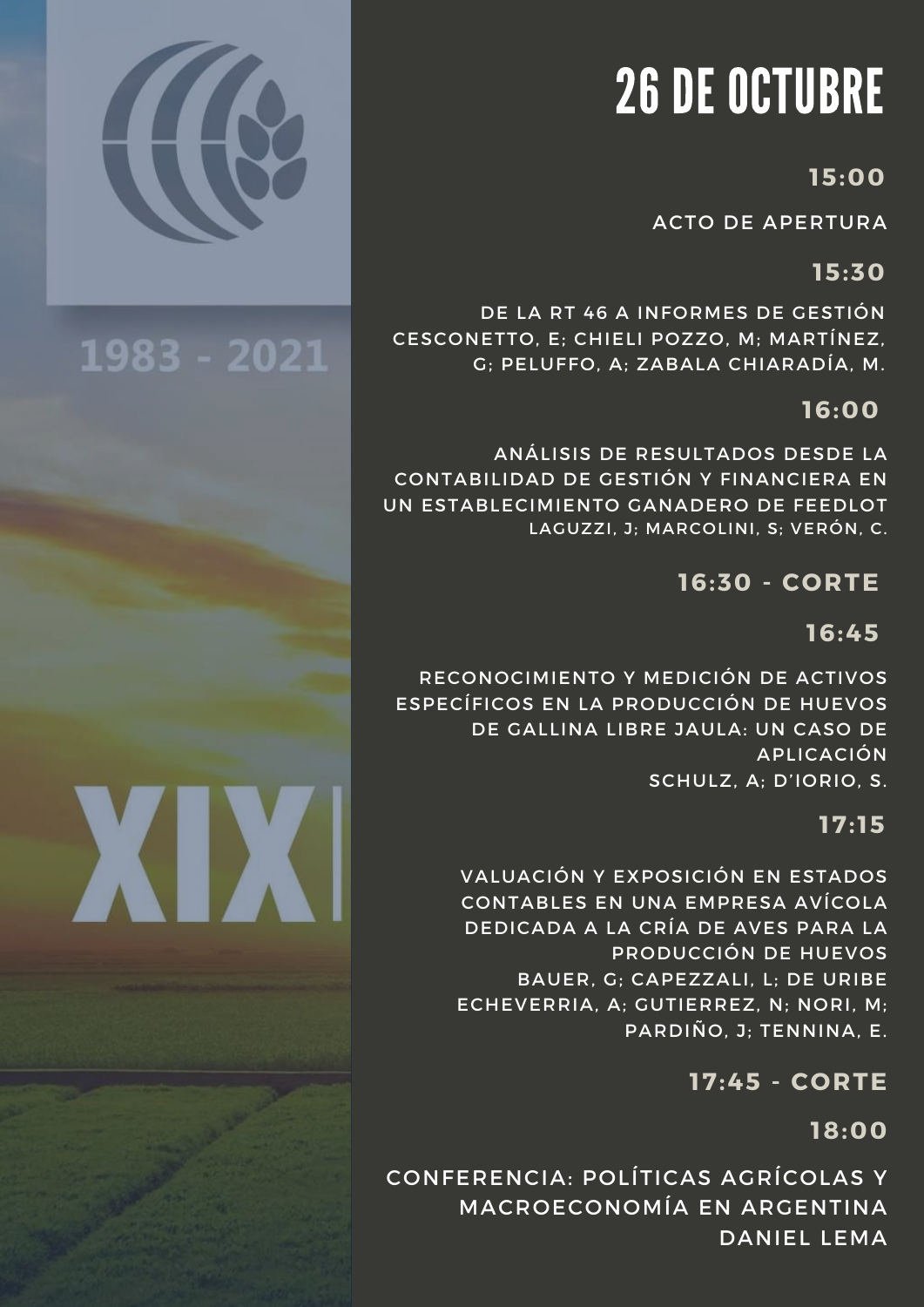1983 - 2021

XIX

# 26 DE OCTUBRE

**15:00**

ACTO DE APERTURA

**15:30**

DE LA RT 46 A INFORMES DE GESTIÓN
CESCONETTO, E; CHIELI POZZO, M; MARTÍNEZ, G; PELUFFO, A; ZABALA CHIARADÍA, M.

**16:00**

ANÁLISIS DE RESULTADOS DESDE LA CONTABILIDAD DE GESTIÓN Y FINANCIERA EN UN ESTABLECIMIENTO GANADERO DE FEEDLOT
LAGUZZI, J; MARCOLINI, S; VERÓN, C.

**16:30 - CORTE**

**16:45**

RECONOCIMIENTO Y MEDICIÓN DE ACTIVOS ESPECÍFICOS EN LA PRODUCCIÓN DE HUEVOS DE GALLINA LIBRE JAULA: UN CASO DE APLICACIÓN
SCHULZ, A; D'IORIO, S.

**17:15**

VALUACIÓN Y EXPOSICIÓN EN ESTADOS CONTABLES EN UNA EMPRESA AVÍCOLA DEDICADA A LA CRÍA DE AVES PARA LA PRODUCCIÓN DE HUEVOS
BAUER, G; CAPEZZALI, L; DE URIBE ECHEVERRIA, A; GUTIERREZ, N; NORI, M; PARDIÑO, J; TENNINA, E.

**17:45 - CORTE**

**18:00**

CONFERENCIA: POLÍTICAS AGRÍCOLAS Y MACROECONOMÍA EN ARGENTINA
DANIEL LEMA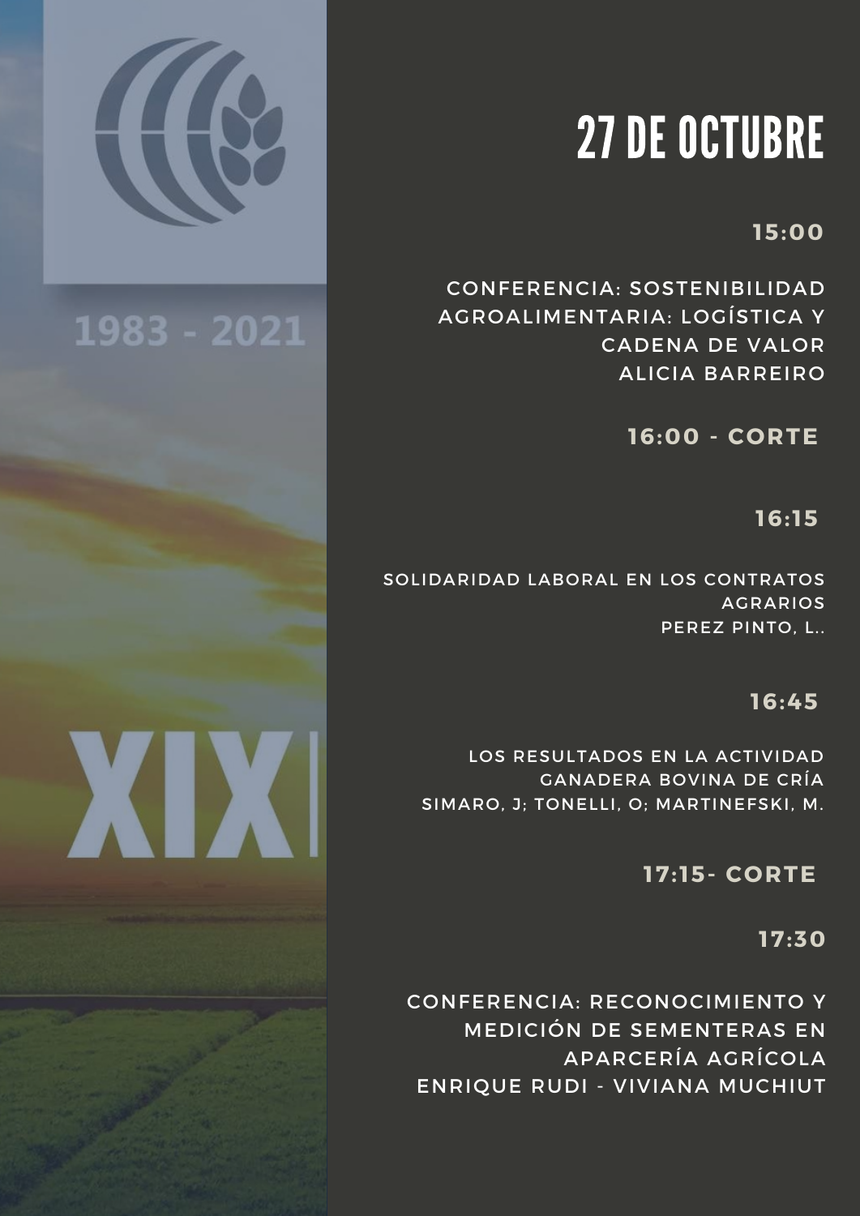1983 - 2021

XIX

# 27 DE OCTUBRE

**15:00**

CONFERENCIA: SOSTENIBILIDAD AGROALIMENTARIA: LOGÍSTICA Y CADENA DE VALOR
ALICIA BARREIRO

**16:00 - CORTE**

**16:15**

SOLIDARIDAD LABORAL EN LOS CONTRATOS AGRARIOS
PEREZ PINTO, L..

**16:45**

LOS RESULTADOS EN LA ACTIVIDAD GANADERA BOVINA DE CRÍA
SIMARO, J; TONELLI, O; MARTINEFSKI, M.

**17:15- CORTE**

**17:30**

CONFERENCIA: RECONOCIMIENTO Y MEDICIÓN DE SEMENTERAS EN APARCERÍA AGRÍCOLA
ENRIQUE RUDI - VIVIANA MUCHIUT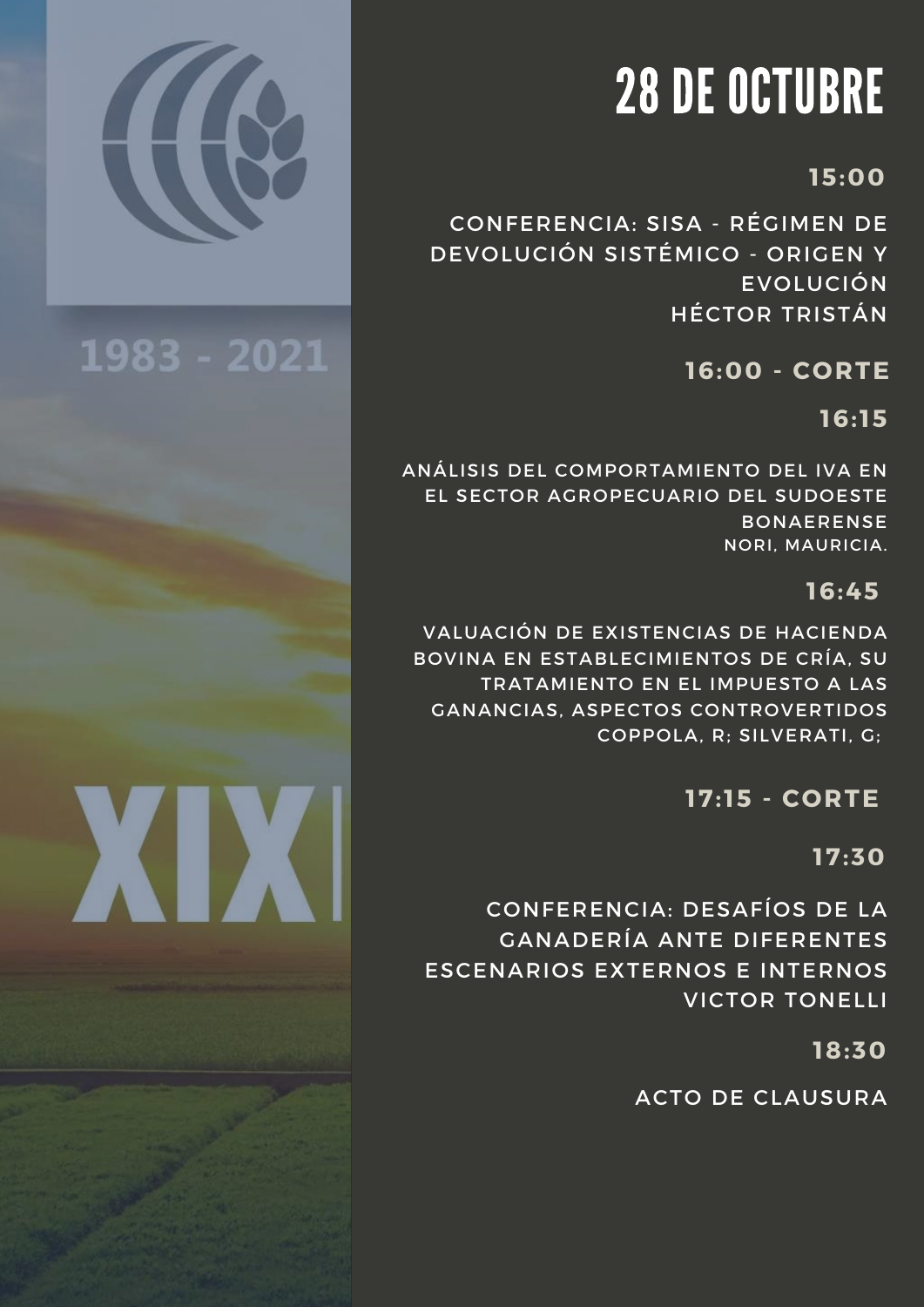# 28 DE OCTUBRE

**15:00**

CONFERENCIA: SISA - RÉGIMEN DE DEVOLUCIÓN SISTÉMICO - ORIGEN Y EVOLUCIÓN
HÉCTOR TRISTÁN

**16:00 - CORTE**

**16:15**

ANÁLISIS DEL COMPORTAMIENTO DEL IVA EN EL SECTOR AGROPECUARIO DEL SUDOESTE BONAERENSE
NORI, MAURICIA.

**16:45**

VALUACIÓN DE EXISTENCIAS DE HACIENDA BOVINA EN ESTABLECIMIENTOS DE CRÍA, SU TRATAMIENTO EN EL IMPUESTO A LAS GANANCIAS, ASPECTOS CONTROVERTIDOS
COPPOLA, R; SILVERATI, G;

**17:15 - CORTE**

**17:30**

CONFERENCIA: DESAFÍOS DE LA GANADERÍA ANTE DIFERENTES ESCENARIOS EXTERNOS E INTERNOS
VICTOR TONELLI

**18:30**

ACTO DE CLAUSURA